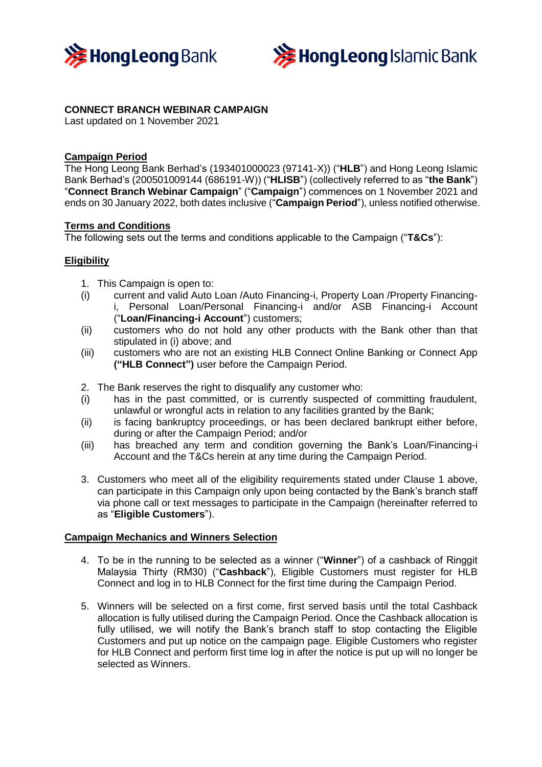**CONNECT BRANCH WEBINAR CAMPAIGN**
Last updated on 1 November 2021

## Campaign Period

The Hong Leong Bank Berhad's (193401000023 (97141-X)) ("**HLB**") and Hong Leong Islamic Bank Berhad's (200501009144 (686191-W)) ("**HLISB**") (collectively referred to as "**the Bank**") "**Connect Branch Webinar Campaign**" ("**Campaign**") commences on 1 November 2021 and ends on 30 January 2022, both dates inclusive ("**Campaign Period**"), unless notified otherwise.

## Terms and Conditions

The following sets out the terms and conditions applicable to the Campaign ("**T&Cs**"):

## Eligibility

1. This Campaign is open to:
   (i) current and valid Auto Loan /Auto Financing-i, Property Loan /Property Financing-i, Personal Loan/Personal Financing-i and/or ASB Financing-i Account ("**Loan/Financing-i Account**") customers;
   (ii) customers who do not hold any other products with the Bank other than that stipulated in (i) above; and
   (iii) customers who are not an existing HLB Connect Online Banking or Connect App **("HLB Connect")** user before the Campaign Period.

2. The Bank reserves the right to disqualify any customer who:
   (i) has in the past committed, or is currently suspected of committing fraudulent, unlawful or wrongful acts in relation to any facilities granted by the Bank;
   (ii) is facing bankruptcy proceedings, or has been declared bankrupt either before, during or after the Campaign Period; and/or
   (iii) has breached any term and condition governing the Bank's Loan/Financing-i Account and the T&Cs herein at any time during the Campaign Period.

3. Customers who meet all of the eligibility requirements stated under Clause 1 above, can participate in this Campaign only upon being contacted by the Bank's branch staff via phone call or text messages to participate in the Campaign (hereinafter referred to as "**Eligible Customers**").

## Campaign Mechanics and Winners Selection

4. To be in the running to be selected as a winner ("**Winner**") of a cashback of Ringgit Malaysia Thirty (RM30) ("**Cashback**"), Eligible Customers must register for HLB Connect and log in to HLB Connect for the first time during the Campaign Period.

5. Winners will be selected on a first come, first served basis until the total Cashback allocation is fully utilised during the Campaign Period. Once the Cashback allocation is fully utilised, we will notify the Bank's branch staff to stop contacting the Eligible Customers and put up notice on the campaign page. Eligible Customers who register for HLB Connect and perform first time log in after the notice is put up will no longer be selected as Winners.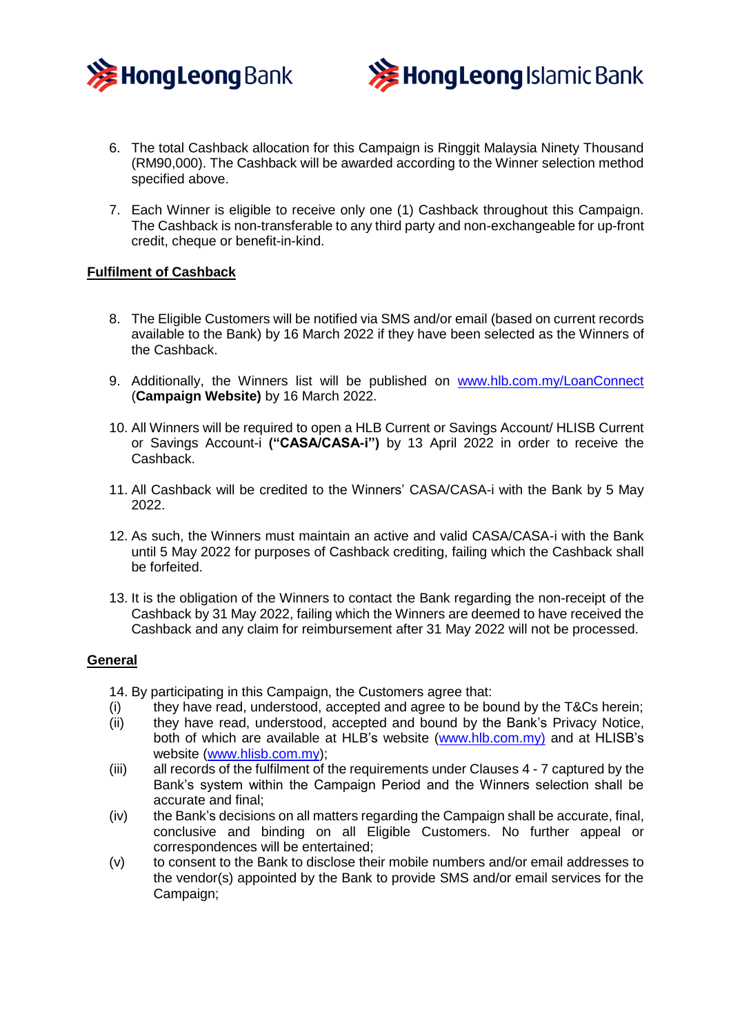6. The total Cashback allocation for this Campaign is Ringgit Malaysia Ninety Thousand (RM90,000). The Cashback will be awarded according to the Winner selection method specified above.

7. Each Winner is eligible to receive only one (1) Cashback throughout this Campaign. The Cashback is non-transferable to any third party and non-exchangeable for up-front credit, cheque or benefit-in-kind.

**Fulfilment of Cashback**

8. The Eligible Customers will be notified via SMS and/or email (based on current records available to the Bank) by 16 March 2022 if they have been selected as the Winners of the Cashback.

9. Additionally, the Winners list will be published on [www.hlb.com.my/LoanConnect](http://www.hlb.com.my/LoanConnect) (**Campaign Website)** by 16 March 2022.

10. All Winners will be required to open a HLB Current or Savings Account/ HLISB Current or Savings Account-i **("CASA/CASA-i")** by 13 April 2022 in order to receive the Cashback.

11. All Cashback will be credited to the Winners' CASA/CASA-i with the Bank by 5 May 2022.

12. As such, the Winners must maintain an active and valid CASA/CASA-i with the Bank until 5 May 2022 for purposes of Cashback crediting, failing which the Cashback shall be forfeited.

13. It is the obligation of the Winners to contact the Bank regarding the non-receipt of the Cashback by 31 May 2022, failing which the Winners are deemed to have received the Cashback and any claim for reimbursement after 31 May 2022 will not be processed.

**General**

14. By participating in this Campaign, the Customers agree that:

(i) they have read, understood, accepted and agree to be bound by the T&Cs herein;

(ii) they have read, understood, accepted and bound by the Bank's Privacy Notice, both of which are available at HLB's website [(www.hlb.com.my)](http://www.hlb.com.my) and at HLISB's website ([www.hlisb.com.my](http://www.hlisb.com.my));

(iii) all records of the fulfilment of the requirements under Clauses 4 - 7 captured by the Bank's system within the Campaign Period and the Winners selection shall be accurate and final;

(iv) the Bank's decisions on all matters regarding the Campaign shall be accurate, final, conclusive and binding on all Eligible Customers. No further appeal or correspondences will be entertained;

(v) to consent to the Bank to disclose their mobile numbers and/or email addresses to the vendor(s) appointed by the Bank to provide SMS and/or email services for the Campaign;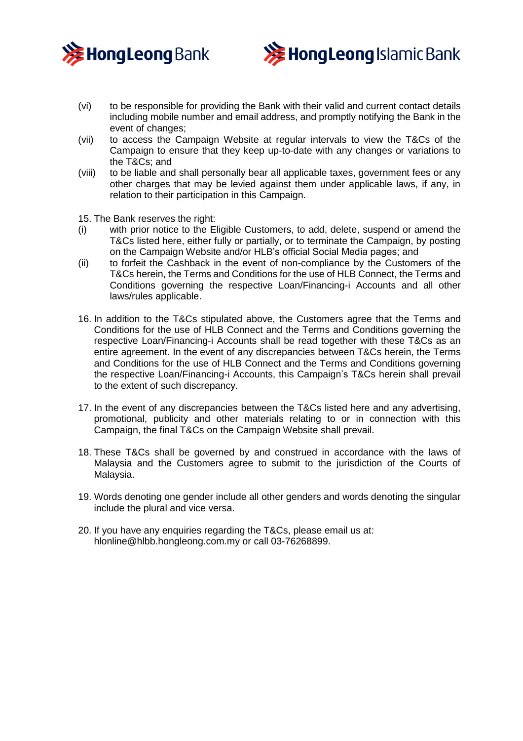(vi) to be responsible for providing the Bank with their valid and current contact details including mobile number and email address, and promptly notifying the Bank in the event of changes;

(vii) to access the Campaign Website at regular intervals to view the T&Cs of the Campaign to ensure that they keep up-to-date with any changes or variations to the T&Cs; and

(viii) to be liable and shall personally bear all applicable taxes, government fees or any other charges that may be levied against them under applicable laws, if any, in relation to their participation in this Campaign.

15. The Bank reserves the right:

(i) with prior notice to the Eligible Customers, to add, delete, suspend or amend the T&Cs listed here, either fully or partially, or to terminate the Campaign, by posting on the Campaign Website and/or HLB's official Social Media pages; and

(ii) to forfeit the Cashback in the event of non-compliance by the Customers of the T&Cs herein, the Terms and Conditions for the use of HLB Connect, the Terms and Conditions governing the respective Loan/Financing-i Accounts and all other laws/rules applicable.

16. In addition to the T&Cs stipulated above, the Customers agree that the Terms and Conditions for the use of HLB Connect and the Terms and Conditions governing the respective Loan/Financing-i Accounts shall be read together with these T&Cs as an entire agreement. In the event of any discrepancies between T&Cs herein, the Terms and Conditions for the use of HLB Connect and the Terms and Conditions governing the respective Loan/Financing-i Accounts, this Campaign's T&Cs herein shall prevail to the extent of such discrepancy.

17. In the event of any discrepancies between the T&Cs listed here and any advertising, promotional, publicity and other materials relating to or in connection with this Campaign, the final T&Cs on the Campaign Website shall prevail.

18. These T&Cs shall be governed by and construed in accordance with the laws of Malaysia and the Customers agree to submit to the jurisdiction of the Courts of Malaysia.

19. Words denoting one gender include all other genders and words denoting the singular include the plural and vice versa.

20. If you have any enquiries regarding the T&Cs, please email us at: hlonline@hlbb.hongleong.com.my or call 03-76268899.